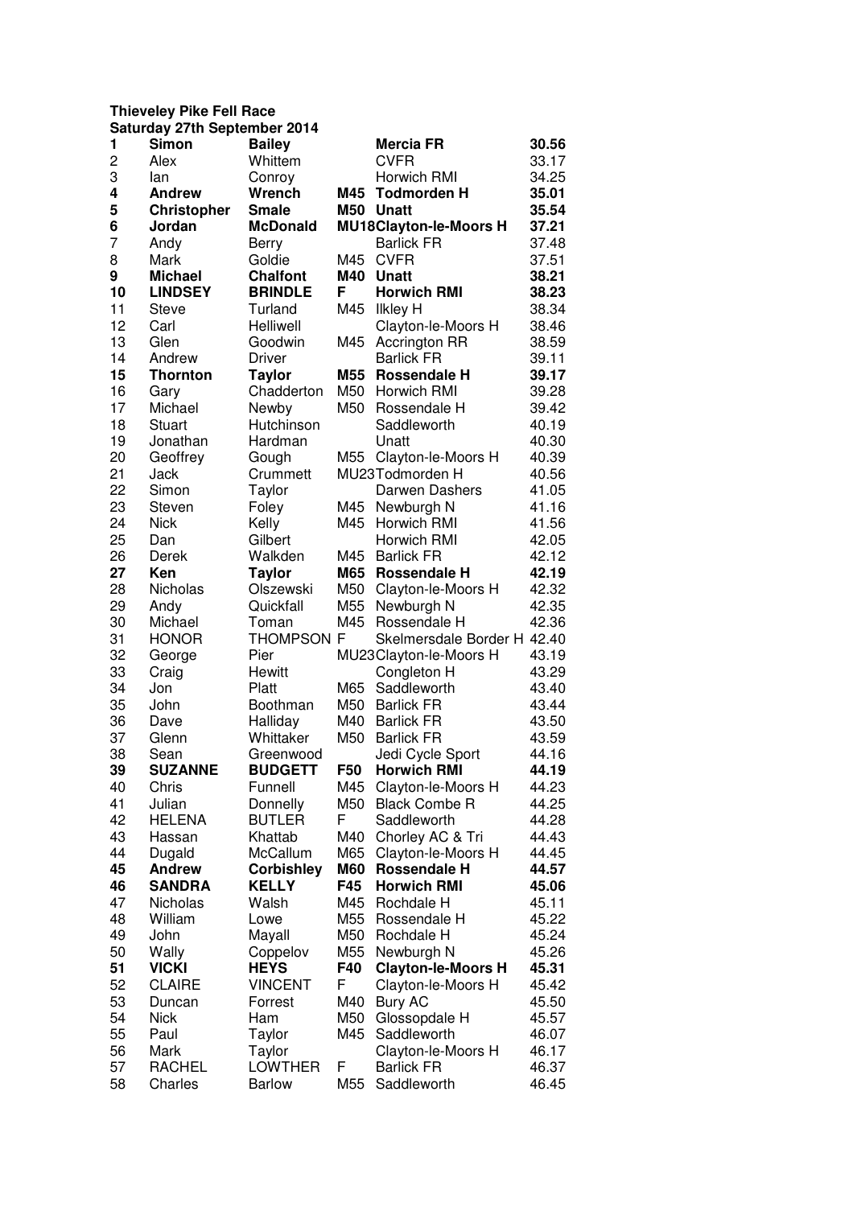**Thieveley Pike Fell Race**
**Saturday 27th September 2014**

| | | | | | |
|---|---|---|---|---|---|
| **1** | **Simon** | **Bailey** | | **Mercia FR** | **30.56** |
| 2 | Alex | Whittem | | CVFR | 33.17 |
| 3 | Ian | Conroy | | Horwich RMI | 34.25 |
| **4** | **Andrew** | **Wrench** | **M45** | **Todmorden H** | **35.01** |
| **5** | **Christopher** | **Smale** | **M50** | **Unatt** | **35.54** |
| **6** | **Jordan** | **McDonald** | **MU18** | **Clayton-le-Moors H** | **37.21** |
| 7 | Andy | Berry | | Barlick FR | 37.48 |
| 8 | Mark | Goldie | M45 | CVFR | 37.51 |
| **9** | **Michael** | **Chalfont** | **M40** | **Unatt** | **38.21** |
| **10** | **LINDSEY** | **BRINDLE** | **F** | **Horwich RMI** | **38.23** |
| 11 | Steve | Turland | M45 | Ilkley H | 38.34 |
| 12 | Carl | Helliwell | | Clayton-le-Moors H | 38.46 |
| 13 | Glen | Goodwin | M45 | Accrington RR | 38.59 |
| 14 | Andrew | Driver | | Barlick FR | 39.11 |
| **15** | **Thornton** | **Taylor** | **M55** | **Rossendale H** | **39.17** |
| 16 | Gary | Chadderton | M50 | Horwich RMI | 39.28 |
| 17 | Michael | Newby | M50 | Rossendale H | 39.42 |
| 18 | Stuart | Hutchinson | | Saddleworth | 40.19 |
| 19 | Jonathan | Hardman | | Unatt | 40.30 |
| 20 | Geoffrey | Gough | M55 | Clayton-le-Moors H | 40.39 |
| 21 | Jack | Crummett | MU23 | Todmorden H | 40.56 |
| 22 | Simon | Taylor | | Darwen Dashers | 41.05 |
| 23 | Steven | Foley | M45 | Newburgh N | 41.16 |
| 24 | Nick | Kelly | M45 | Horwich RMI | 41.56 |
| 25 | Dan | Gilbert | | Horwich RMI | 42.05 |
| 26 | Derek | Walkden | M45 | Barlick FR | 42.12 |
| **27** | **Ken** | **Taylor** | **M65** | **Rossendale H** | **42.19** |
| 28 | Nicholas | Olszewski | M50 | Clayton-le-Moors H | 42.32 |
| 29 | Andy | Quickfall | M55 | Newburgh N | 42.35 |
| 30 | Michael | Toman | M45 | Rossendale H | 42.36 |
| 31 | HONOR | THOMPSON | F | Skelmersdale Border H | 42.40 |
| 32 | George | Pier | MU23 | Clayton-le-Moors H | 43.19 |
| 33 | Craig | Hewitt | | Congleton H | 43.29 |
| 34 | Jon | Platt | M65 | Saddleworth | 43.40 |
| 35 | John | Boothman | M50 | Barlick FR | 43.44 |
| 36 | Dave | Halliday | M40 | Barlick FR | 43.50 |
| 37 | Glenn | Whittaker | M50 | Barlick FR | 43.59 |
| 38 | Sean | Greenwood | | Jedi Cycle Sport | 44.16 |
| **39** | **SUZANNE** | **BUDGETT** | **F50** | **Horwich RMI** | **44.19** |
| 40 | Chris | Funnell | M45 | Clayton-le-Moors H | 44.23 |
| 41 | Julian | Donnelly | M50 | Black Combe R | 44.25 |
| 42 | HELENA | BUTLER | F | Saddleworth | 44.28 |
| 43 | Hassan | Khattab | M40 | Chorley AC & Tri | 44.43 |
| 44 | Dugald | McCallum | M65 | Clayton-le-Moors H | 44.45 |
| **45** | **Andrew** | **Corbishley** | **M60** | **Rossendale H** | **44.57** |
| **46** | **SANDRA** | **KELLY** | **F45** | **Horwich RMI** | **45.06** |
| 47 | Nicholas | Walsh | M45 | Rochdale H | 45.11 |
| 48 | William | Lowe | M55 | Rossendale H | 45.22 |
| 49 | John | Mayall | M50 | Rochdale H | 45.24 |
| 50 | Wally | Coppelov | M55 | Newburgh N | 45.26 |
| **51** | **VICKI** | **HEYS** | **F40** | **Clayton-le-Moors H** | **45.31** |
| 52 | CLAIRE | VINCENT | F | Clayton-le-Moors H | 45.42 |
| 53 | Duncan | Forrest | M40 | Bury AC | 45.50 |
| 54 | Nick | Ham | M50 | Glossopdale H | 45.57 |
| 55 | Paul | Taylor | M45 | Saddleworth | 46.07 |
| 56 | Mark | Taylor | | Clayton-le-Moors H | 46.17 |
| 57 | RACHEL | LOWTHER | F | Barlick FR | 46.37 |
| 58 | Charles | Barlow | M55 | Saddleworth | 46.45 |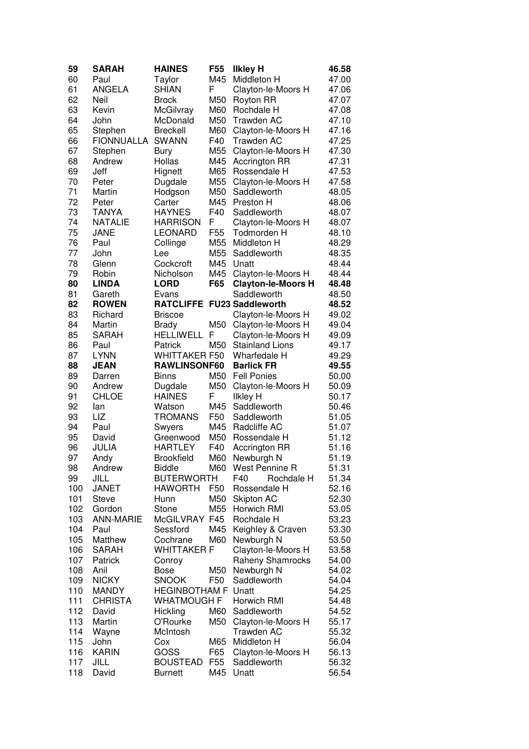| 59 | **SARAH** | **HAINES** | **F55** | **Ilkley H** | **46.58** |
|---|---|---|---|---|---|
| 60 | Paul | Taylor | M45 | Middleton H | 47.00 |
| 61 | ANGELA | SHIAN | F | Clayton-le-Moors H | 47.06 |
| 62 | Neil | Brock | M50 | Royton RR | 47.07 |
| 63 | Kevin | McGilvray | M60 | Rochdale H | 47.08 |
| 64 | John | McDonald | M50 | Trawden AC | 47.10 |
| 65 | Stephen | Breckell | M60 | Clayton-le-Moors H | 47.16 |
| 66 | FIONNUALLA | SWANN | F40 | Trawden AC | 47.25 |
| 67 | Stephen | Bury | M55 | Clayton-le-Moors H | 47.30 |
| 68 | Andrew | Hollas | M45 | Accrington RR | 47.31 |
| 69 | Jeff | Hignett | M65 | Rossendale H | 47.53 |
| 70 | Peter | Dugdale | M55 | Clayton-le-Moors H | 47.58 |
| 71 | Martin | Hodgson | M50 | Saddleworth | 48.05 |
| 72 | Peter | Carter | M45 | Preston H | 48.06 |
| 73 | TANYA | HAYNES | F40 | Saddleworth | 48.07 |
| 74 | NATALIE | HARRISON | F | Clayton-le-Moors H | 48.07 |
| 75 | JANE | LEONARD | F55 | Todmorden H | 48.10 |
| 76 | Paul | Collinge | M55 | Middleton H | 48.29 |
| 77 | John | Lee | M55 | Saddleworth | 48.35 |
| 78 | Glenn | Cockcroft | M45 | Unatt | 48.44 |
| 79 | Robin | Nicholson | M45 | Clayton-le-Moors H | 48.44 |
| **80** | **LINDA** | **LORD** | **F65** | **Clayton-le-Moors H** | **48.48** |
| 81 | Gareth | Evans | | Saddleworth | 48.50 |
| **82** | **ROWEN** | **RATCLIFFE** | **FU23** | **Saddleworth** | **48.52** |
| 83 | Richard | Briscoe | | Clayton-le-Moors H | 49.02 |
| 84 | Martin | Brady | M50 | Clayton-le-Moors H | 49.04 |
| 85 | SARAH | HELLIWELL | F | Clayton-le-Moors H | 49.09 |
| 86 | Paul | Patrick | M50 | Stainland Lions | 49.17 |
| 87 | LYNN | WHITTAKER | F50 | Wharfedale H | 49.29 |
| **88** | **JEAN** | **RAWLINSON** | **F60** | **Barlick FR** | **49.55** |
| 89 | Darren | Binns | M50 | Fell Ponies | 50.00 |
| 90 | Andrew | Dugdale | M50 | Clayton-le-Moors H | 50.09 |
| 91 | CHLOE | HAINES | F | Ilkley H | 50.17 |
| 92 | Ian | Watson | M45 | Saddleworth | 50.46 |
| 93 | LIZ | TROMANS | F50 | Saddleworth | 51.05 |
| 94 | Paul | Swyers | M45 | Radcliffe AC | 51.07 |
| 95 | David | Greenwood | M50 | Rossendale H | 51.12 |
| 96 | JULIA | HARTLEY | F40 | Accrington RR | 51.16 |
| 97 | Andy | Brookfield | M60 | Newburgh N | 51.19 |
| 98 | Andrew | Biddle | M60 | West Pennine R | 51.31 |
| 99 | JILL | BUTERWORTH | F40 | Rochdale H | 51.34 |
| 100 | JANET | HAWORTH | F50 | Rossendale H | 52.16 |
| 101 | Steve | Hunn | M50 | Skipton AC | 52.30 |
| 102 | Gordon | Stone | M55 | Horwich RMI | 53.05 |
| 103 | ANN-MARIE | McGILVRAY | F45 | Rochdale H | 53.23 |
| 104 | Paul | Sessford | M45 | Keighley & Craven | 53.30 |
| 105 | Matthew | Cochrane | M60 | Newburgh N | 53.50 |
| 106 | SARAH | WHITTAKER | F | Clayton-le-Moors H | 53.58 |
| 107 | Patrick | Conroy | | Raheny Shamrocks | 54.00 |
| 108 | Anil | Bose | M50 | Newburgh N | 54.02 |
| 109 | NICKY | SNOOK | F50 | Saddleworth | 54.04 |
| 110 | MANDY | HEGINBOTHAM | F | Unatt | 54.25 |
| 111 | CHRISTA | WHATMOUGH | F | Horwich RMI | 54.48 |
| 112 | David | Hickling | M60 | Saddleworth | 54.52 |
| 113 | Martin | O'Rourke | M50 | Clayton-le-Moors H | 55.17 |
| 114 | Wayne | McIntosh | | Trawden AC | 55.32 |
| 115 | John | Cox | M65 | Middleton H | 56.04 |
| 116 | KARIN | GOSS | F65 | Clayton-le-Moors H | 56.13 |
| 117 | JILL | BOUSTEAD | F55 | Saddleworth | 56.32 |
| 118 | David | Burnett | M45 | Unatt | 56.54 |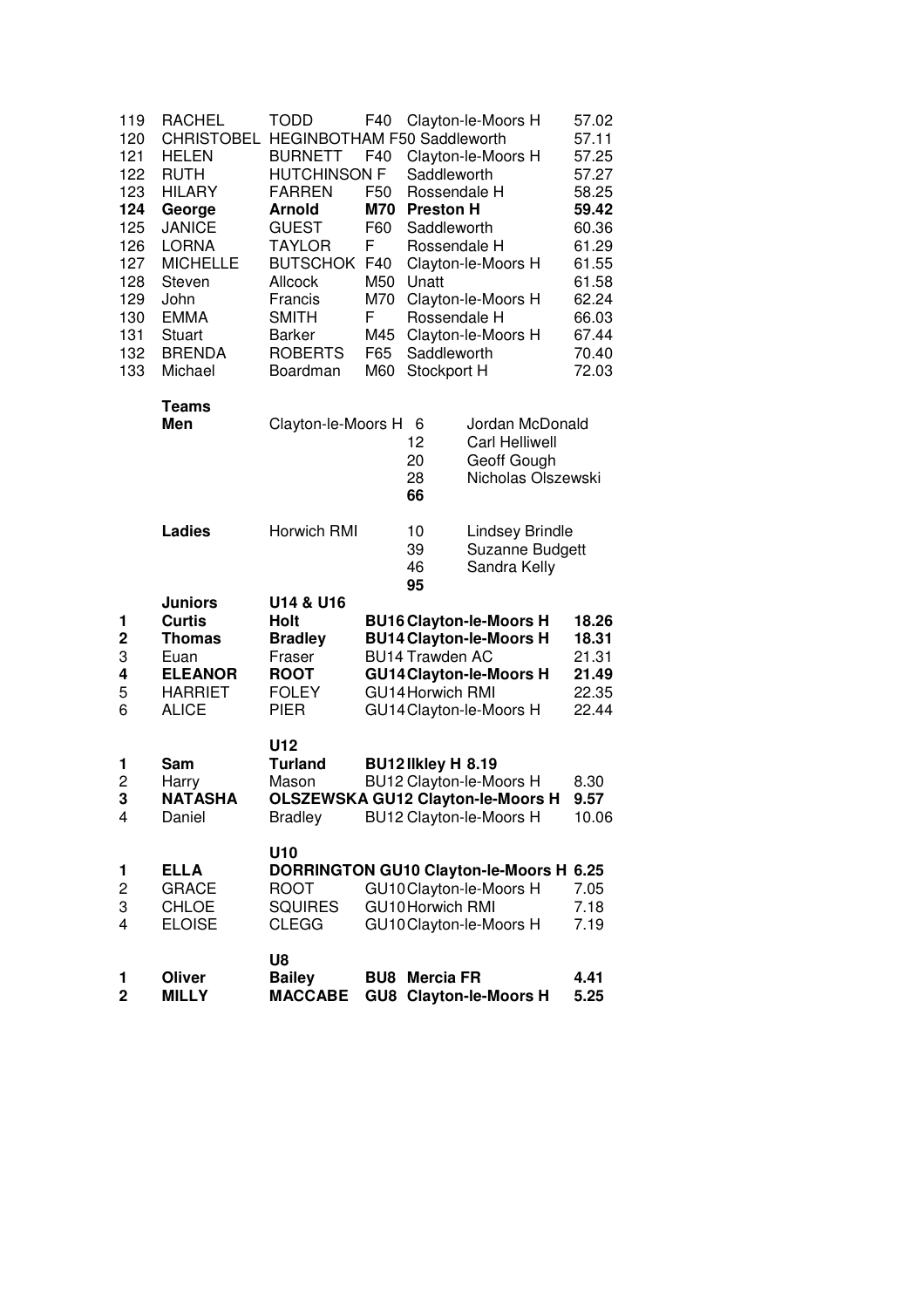| | | | | | |
|---|---|---|---|---|---|
| 119 | RACHEL | TODD | F40 | Clayton-le-Moors H | 57.02 |
| 120 | CHRISTOBEL | HEGINBOTHAM | F50 | Saddleworth | 57.11 |
| 121 | HELEN | BURNETT | F40 | Clayton-le-Moors H | 57.25 |
| 122 | RUTH | HUTCHINSON | F | Saddleworth | 57.27 |
| 123 | HILARY | FARREN | F50 | Rossendale H | 58.25 |
| **124** | **George** | **Arnold** | **M70** | **Preston H** | **59.42** |
| 125 | JANICE | GUEST | F60 | Saddleworth | 60.36 |
| 126 | LORNA | TAYLOR | F | Rossendale H | 61.29 |
| 127 | MICHELLE | BUTSCHOK | F40 | Clayton-le-Moors H | 61.55 |
| 128 | Steven | Allcock | M50 | Unatt | 61.58 |
| 129 | John | Francis | M70 | Clayton-le-Moors H | 62.24 |
| 130 | EMMA | SMITH | F | Rossendale H | 66.03 |
| 131 | Stuart | Barker | M45 | Clayton-le-Moors H | 67.44 |
| 132 | BRENDA | ROBERTS | F65 | Saddleworth | 70.40 |
| 133 | Michael | Boardman | M60 | Stockport H | 72.03 |

**Teams**

| | | | |
|---|---|---|---|
| **Men** | Clayton-le-Moors H | 6 | Jordan McDonald |
| | | 12 | Carl Helliwell |
| | | 20 | Geoff Gough |
| | | 28 | Nicholas Olszewski |
| | | **66** | |
| **Ladies** | Horwich RMI | 10 | Lindsey Brindle |
| | | 39 | Suzanne Budgett |
| | | 46 | Sandra Kelly |
| | | **95** | |

**Juniors** — **U14 & U16**

| | | | | | |
|---|---|---|---|---|---|
| **1** | **Curtis** | **Holt** | **BU16** | **Clayton-le-Moors H** | **18.26** |
| **2** | **Thomas** | **Bradley** | **BU14** | **Clayton-le-Moors H** | **18.31** |
| 3 | Euan | Fraser | BU14 | Trawden AC | 21.31 |
| **4** | **ELEANOR** | **ROOT** | **GU14** | **Clayton-le-Moors H** | **21.49** |
| 5 | HARRIET | FOLEY | GU14 | Horwich RMI | 22.35 |
| 6 | ALICE | PIER | GU14 | Clayton-le-Moors H | 22.44 |

**U12**

| | | | | | |
|---|---|---|---|---|---|
| **1** | **Sam** | **Turland** | **BU12** | **Ilkley H** | **8.19** |
| 2 | Harry | Mason | BU12 | Clayton-le-Moors H | 8.30 |
| **3** | **NATASHA** | **OLSZEWSKA** | **GU12** | **Clayton-le-Moors H** | **9.57** |
| 4 | Daniel | Bradley | BU12 | Clayton-le-Moors H | 10.06 |

**U10**

| | | | | | |
|---|---|---|---|---|---|
| **1** | **ELLA** | **DORRINGTON** | **GU10** | **Clayton-le-Moors H** | **6.25** |
| 2 | GRACE | ROOT | GU10 | Clayton-le-Moors H | 7.05 |
| 3 | CHLOE | SQUIRES | GU10 | Horwich RMI | 7.18 |
| 4 | ELOISE | CLEGG | GU10 | Clayton-le-Moors H | 7.19 |

**U8**

| | | | | | |
|---|---|---|---|---|---|
| **1** | **Oliver** | **Bailey** | **BU8** | **Mercia FR** | **4.41** |
| **2** | **MILLY** | **MACCABE** | **GU8** | **Clayton-le-Moors H** | **5.25** |